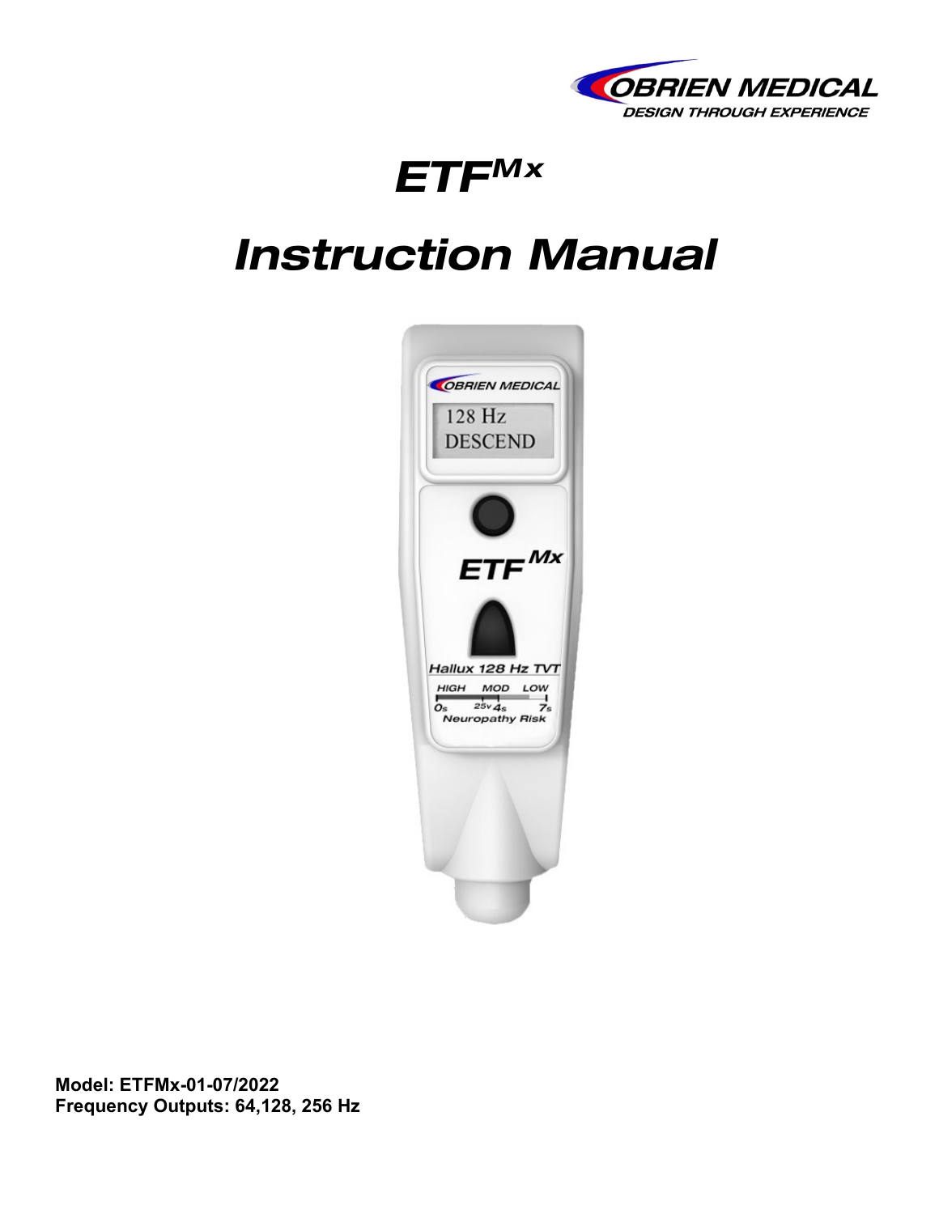OBRIEN MEDICAL
DESIGN THROUGH EXPERIENCE

# ETF$^{Mx}$

# Instruction Manual

**Model: ETFMx-01-07/2022**
**Frequency Outputs: 64,128, 256 Hz**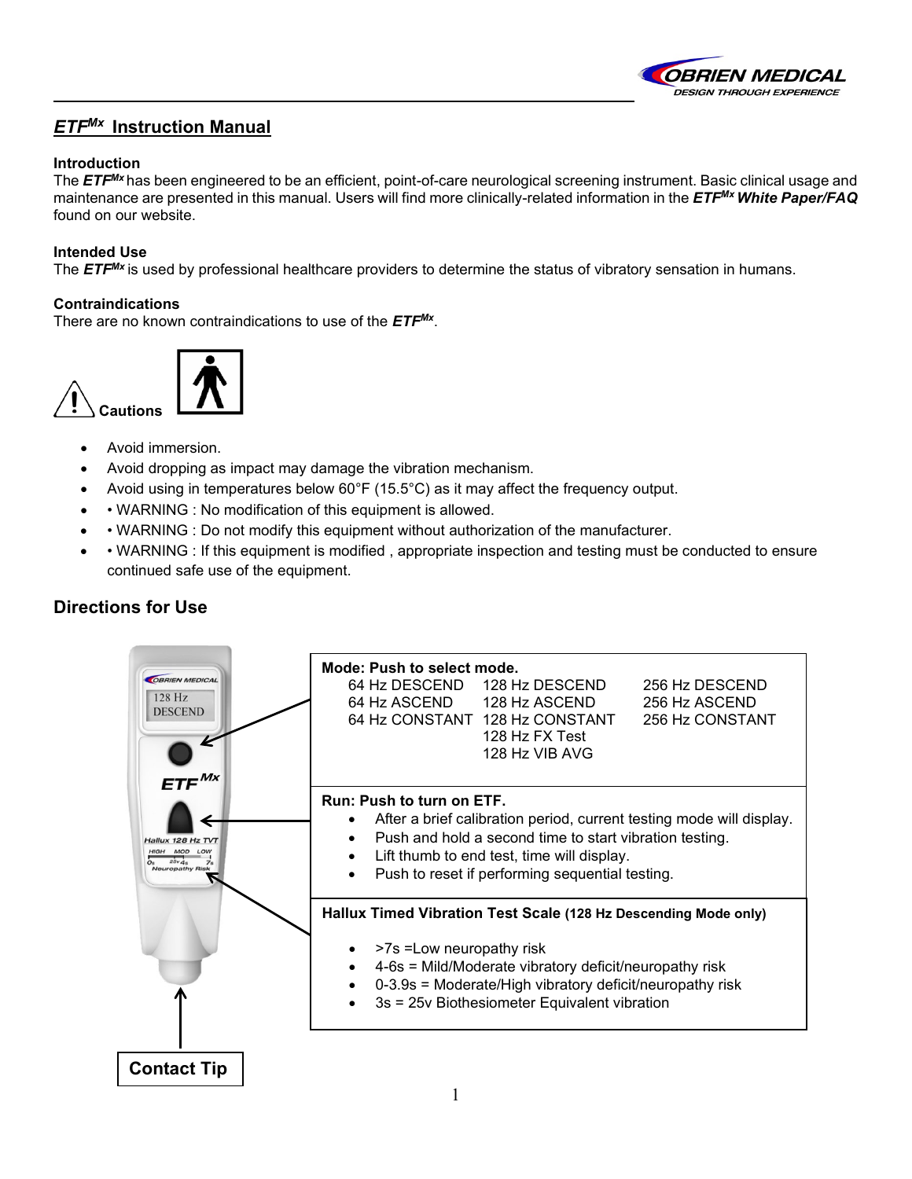# *ETF^Mx* Instruction Manual

**Introduction**

The ***ETF^Mx*** has been engineered to be an efficient, point-of-care neurological screening instrument. Basic clinical usage and maintenance are presented in this manual. Users will find more clinically-related information in the ***ETF^Mx* White Paper/FAQ** found on our website.

**Intended Use**

The ***ETF^Mx*** is used by professional healthcare providers to determine the status of vibratory sensation in humans.

**Contraindications**

There are no known contraindications to use of the ***ETF^Mx***.

**Cautions**

- Avoid immersion.
- Avoid dropping as impact may damage the vibration mechanism.
- Avoid using in temperatures below 60°F (15.5°C) as it may affect the frequency output.
- • WARNING : No modification of this equipment is allowed.
- • WARNING : Do not modify this equipment without authorization of the manufacturer.
- • WARNING : If this equipment is modified , appropriate inspection and testing must be conducted to ensure continued safe use of the equipment.

## Directions for Use

**Mode: Push to select mode.**

| | | |
|---|---|---|
| 64 Hz DESCEND | 128 Hz DESCEND | 256 Hz DESCEND |
| 64 Hz ASCEND | 128 Hz ASCEND | 256 Hz ASCEND |
| 64 Hz CONSTANT | 128 Hz CONSTANT | 256 Hz CONSTANT |
| | 128 Hz FX Test | |
| | 128 Hz VIB AVG | |

**Run: Push to turn on ETF.**

- After a brief calibration period, current testing mode will display.
- Push and hold a second time to start vibration testing.
- Lift thumb to end test, time will display.
- Push to reset if performing sequential testing.

**Hallux Timed Vibration Test Scale (128 Hz Descending Mode only)**

- >7s =Low neuropathy risk
- 4-6s = Mild/Moderate vibratory deficit/neuropathy risk
- 0-3.9s = Moderate/High vibratory deficit/neuropathy risk
- 3s = 25v Biothesiometer Equivalent vibration

**Contact Tip**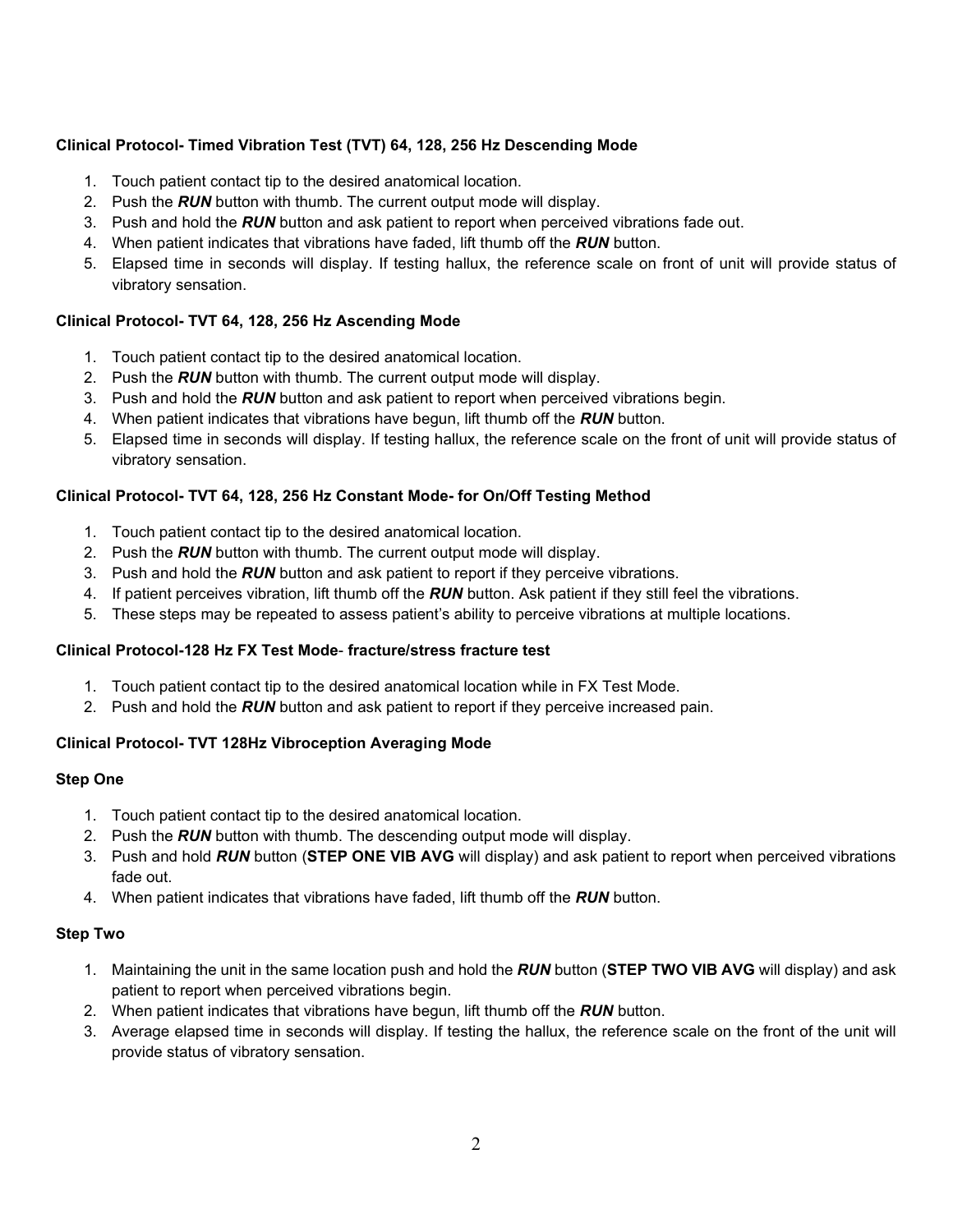**Clinical Protocol- Timed Vibration Test (TVT) 64, 128, 256 Hz Descending Mode**

1. Touch patient contact tip to the desired anatomical location.
2. Push the ***RUN*** button with thumb. The current output mode will display.
3. Push and hold the ***RUN*** button and ask patient to report when perceived vibrations fade out.
4. When patient indicates that vibrations have faded, lift thumb off the ***RUN*** button.
5. Elapsed time in seconds will display. If testing hallux, the reference scale on front of unit will provide status of vibratory sensation.

**Clinical Protocol- TVT 64, 128, 256 Hz Ascending Mode**

1. Touch patient contact tip to the desired anatomical location.
2. Push the ***RUN*** button with thumb. The current output mode will display.
3. Push and hold the ***RUN*** button and ask patient to report when perceived vibrations begin.
4. When patient indicates that vibrations have begun, lift thumb off the ***RUN*** button.
5. Elapsed time in seconds will display. If testing hallux, the reference scale on the front of unit will provide status of vibratory sensation.

**Clinical Protocol- TVT 64, 128, 256 Hz Constant Mode- for On/Off Testing Method**

1. Touch patient contact tip to the desired anatomical location.
2. Push the ***RUN*** button with thumb. The current output mode will display.
3. Push and hold the ***RUN*** button and ask patient to report if they perceive vibrations.
4. If patient perceives vibration, lift thumb off the ***RUN*** button. Ask patient if they still feel the vibrations.
5. These steps may be repeated to assess patient's ability to perceive vibrations at multiple locations.

**Clinical Protocol-128 Hz FX Test Mode- fracture/stress fracture test**

1. Touch patient contact tip to the desired anatomical location while in FX Test Mode.
2. Push and hold the ***RUN*** button and ask patient to report if they perceive increased pain.

**Clinical Protocol- TVT 128Hz Vibroception Averaging Mode**

**Step One**

1. Touch patient contact tip to the desired anatomical location.
2. Push the ***RUN*** button with thumb. The descending output mode will display.
3. Push and hold ***RUN*** button (**STEP ONE VIB AVG** will display) and ask patient to report when perceived vibrations fade out.
4. When patient indicates that vibrations have faded, lift thumb off the ***RUN*** button.

**Step Two**

1. Maintaining the unit in the same location push and hold the ***RUN*** button (**STEP TWO VIB AVG** will display) and ask patient to report when perceived vibrations begin.
2. When patient indicates that vibrations have begun, lift thumb off the ***RUN*** button.
3. Average elapsed time in seconds will display. If testing the hallux, the reference scale on the front of the unit will provide status of vibratory sensation.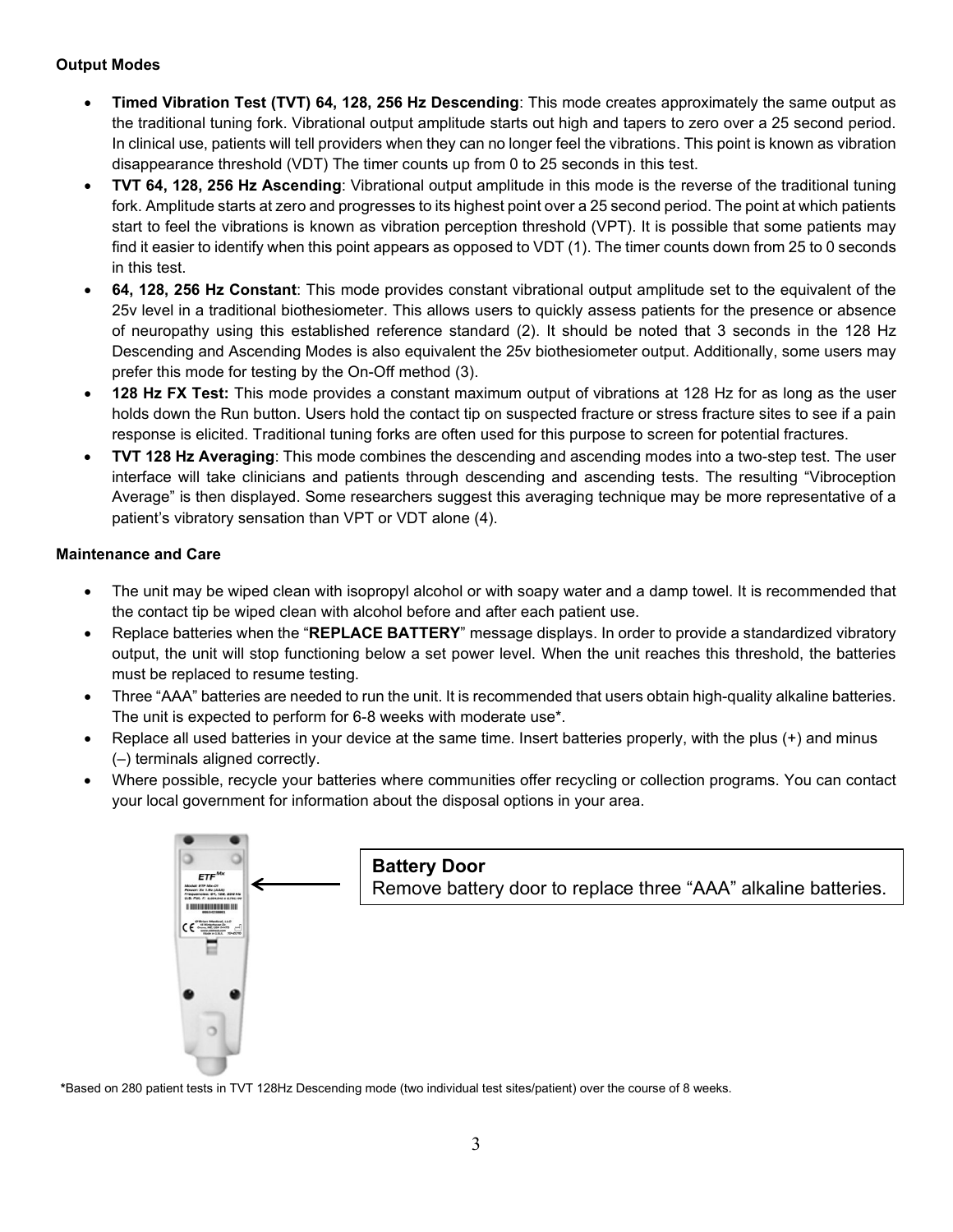**Output Modes**

- **Timed Vibration Test (TVT) 64, 128, 256 Hz Descending**: This mode creates approximately the same output as the traditional tuning fork. Vibrational output amplitude starts out high and tapers to zero over a 25 second period. In clinical use, patients will tell providers when they can no longer feel the vibrations. This point is known as vibration disappearance threshold (VDT) The timer counts up from 0 to 25 seconds in this test.
- **TVT 64, 128, 256 Hz Ascending**: Vibrational output amplitude in this mode is the reverse of the traditional tuning fork. Amplitude starts at zero and progresses to its highest point over a 25 second period. The point at which patients start to feel the vibrations is known as vibration perception threshold (VPT). It is possible that some patients may find it easier to identify when this point appears as opposed to VDT (1). The timer counts down from 25 to 0 seconds in this test.
- **64, 128, 256 Hz Constant**: This mode provides constant vibrational output amplitude set to the equivalent of the 25v level in a traditional biothesiometer. This allows users to quickly assess patients for the presence or absence of neuropathy using this established reference standard (2). It should be noted that 3 seconds in the 128 Hz Descending and Ascending Modes is also equivalent the 25v biothesiometer output. Additionally, some users may prefer this mode for testing by the On-Off method (3).
- **128 Hz FX Test:** This mode provides a constant maximum output of vibrations at 128 Hz for as long as the user holds down the Run button. Users hold the contact tip on suspected fracture or stress fracture sites to see if a pain response is elicited. Traditional tuning forks are often used for this purpose to screen for potential fractures.
- **TVT 128 Hz Averaging**: This mode combines the descending and ascending modes into a two-step test. The user interface will take clinicians and patients through descending and ascending tests. The resulting "Vibroception Average" is then displayed. Some researchers suggest this averaging technique may be more representative of a patient's vibratory sensation than VPT or VDT alone (4).

**Maintenance and Care**

- The unit may be wiped clean with isopropyl alcohol or with soapy water and a damp towel. It is recommended that the contact tip be wiped clean with alcohol before and after each patient use.
- Replace batteries when the "**REPLACE BATTERY**" message displays. In order to provide a standardized vibratory output, the unit will stop functioning below a set power level. When the unit reaches this threshold, the batteries must be replaced to resume testing.
- Three "AAA" batteries are needed to run the unit. It is recommended that users obtain high-quality alkaline batteries. The unit is expected to perform for 6-8 weeks with moderate use*.
- Replace all used batteries in your device at the same time. Insert batteries properly, with the plus (+) and minus (–) terminals aligned correctly.
- Where possible, recycle your batteries where communities offer recycling or collection programs. You can contact your local government for information about the disposal options in your area.

**Battery Door**
Remove battery door to replace three "AAA" alkaline batteries.

*Based on 280 patient tests in TVT 128Hz Descending mode (two individual test sites/patient) over the course of 8 weeks.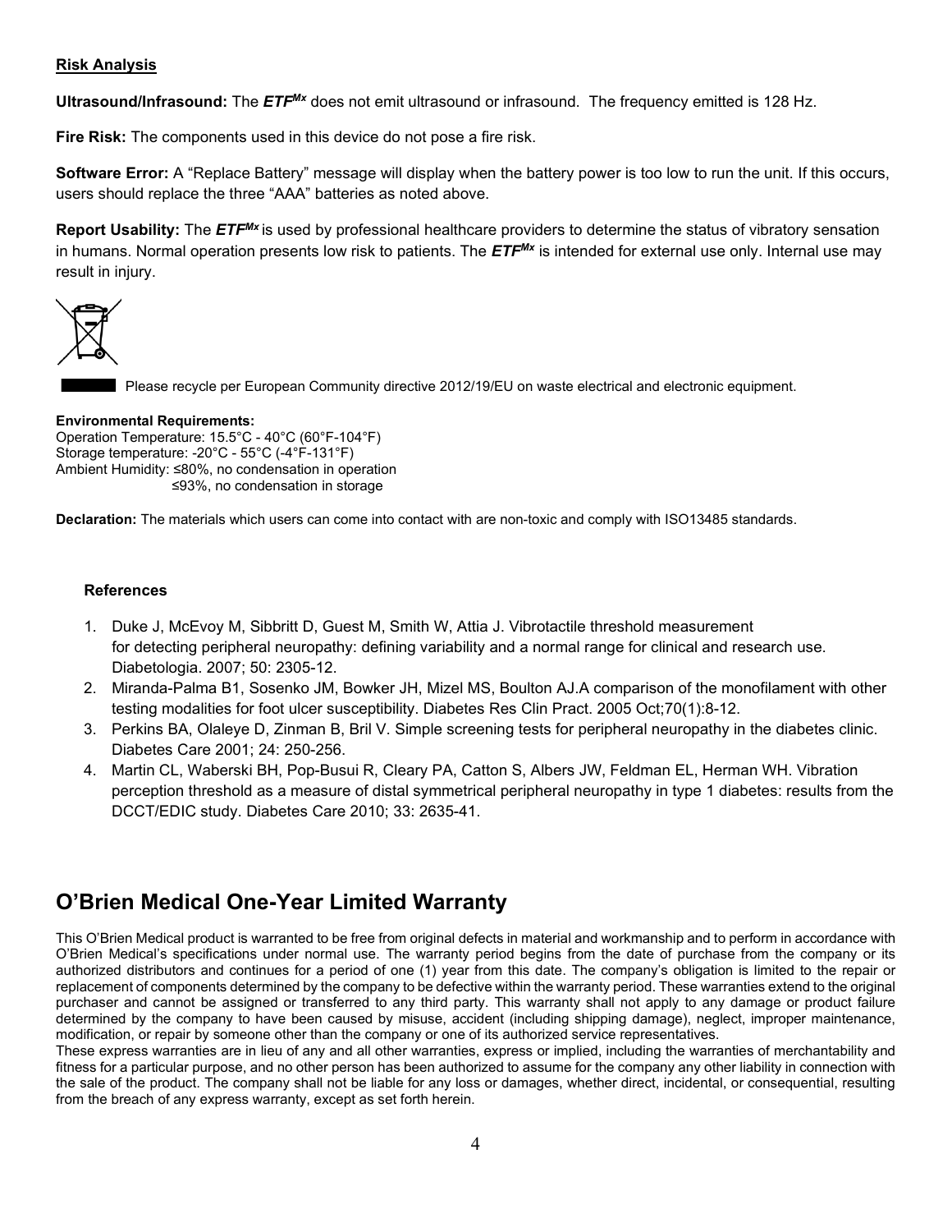**Risk Analysis**

**Ultrasound/Infrasound:** The ***ETF^Mx*** does not emit ultrasound or infrasound. The frequency emitted is 128 Hz.

**Fire Risk:** The components used in this device do not pose a fire risk.

**Software Error:** A "Replace Battery" message will display when the battery power is too low to run the unit. If this occurs, users should replace the three "AAA" batteries as noted above.

**Report Usability:** The ***ETF^Mx*** is used by professional healthcare providers to determine the status of vibratory sensation in humans. Normal operation presents low risk to patients. The ***ETF^Mx*** is intended for external use only. Internal use may result in injury.

Please recycle per European Community directive 2012/19/EU on waste electrical and electronic equipment.

**Environmental Requirements:**
Operation Temperature: 15.5°C - 40°C (60°F-104°F)
Storage temperature: -20°C - 55°C (-4°F-131°F)
Ambient Humidity: ≤80%, no condensation in operation
≤93%, no condensation in storage

**Declaration:** The materials which users can come into contact with are non-toxic and comply with ISO13485 standards.

**References**

1. Duke J, McEvoy M, Sibbritt D, Guest M, Smith W, Attia J. Vibrotactile threshold measurement for detecting peripheral neuropathy: defining variability and a normal range for clinical and research use. Diabetologia. 2007; 50: 2305-12.
2. Miranda-Palma B1, Sosenko JM, Bowker JH, Mizel MS, Boulton AJ.A comparison of the monofilament with other testing modalities for foot ulcer susceptibility. Diabetes Res Clin Pract. 2005 Oct;70(1):8-12.
3. Perkins BA, Olaleye D, Zinman B, Bril V. Simple screening tests for peripheral neuropathy in the diabetes clinic. Diabetes Care 2001; 24: 250-256.
4. Martin CL, Waberski BH, Pop-Busui R, Cleary PA, Catton S, Albers JW, Feldman EL, Herman WH. Vibration perception threshold as a measure of distal symmetrical peripheral neuropathy in type 1 diabetes: results from the DCCT/EDIC study. Diabetes Care 2010; 33: 2635-41.

## O'Brien Medical One-Year Limited Warranty

This O'Brien Medical product is warranted to be free from original defects in material and workmanship and to perform in accordance with O'Brien Medical's specifications under normal use. The warranty period begins from the date of purchase from the company or its authorized distributors and continues for a period of one (1) year from this date. The company's obligation is limited to the repair or replacement of components determined by the company to be defective within the warranty period. These warranties extend to the original purchaser and cannot be assigned or transferred to any third party. This warranty shall not apply to any damage or product failure determined by the company to have been caused by misuse, accident (including shipping damage), neglect, improper maintenance, modification, or repair by someone other than the company or one of its authorized service representatives.
These express warranties are in lieu of any and all other warranties, express or implied, including the warranties of merchantability and fitness for a particular purpose, and no other person has been authorized to assume for the company any other liability in connection with the sale of the product. The company shall not be liable for any loss or damages, whether direct, incidental, or consequential, resulting from the breach of any express warranty, except as set forth herein.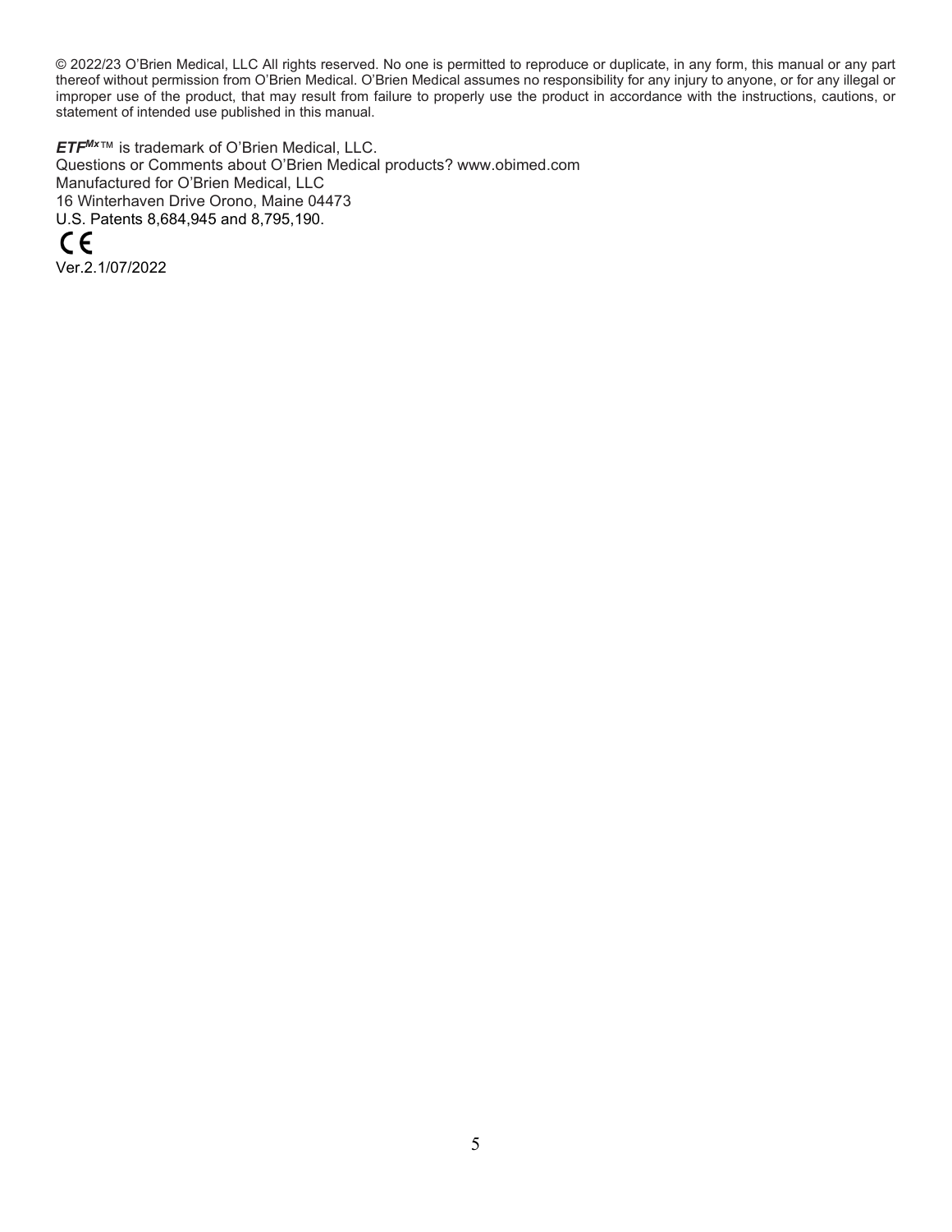© 2022/23 O'Brien Medical, LLC All rights reserved. No one is permitted to reproduce or duplicate, in any form, this manual or any part thereof without permission from O'Brien Medical. O'Brien Medical assumes no responsibility for any injury to anyone, or for any illegal or improper use of the product, that may result from failure to properly use the product in accordance with the instructions, cautions, or statement of intended use published in this manual.

***ETF<sup>Mx</sup>***™ is trademark of O'Brien Medical, LLC.
Questions or Comments about O'Brien Medical products? www.obimed.com
Manufactured for O'Brien Medical, LLC
16 Winterhaven Drive Orono, Maine 04473
U.S. Patents 8,684,945 and 8,795,190.

CE

Ver.2.1/07/2022